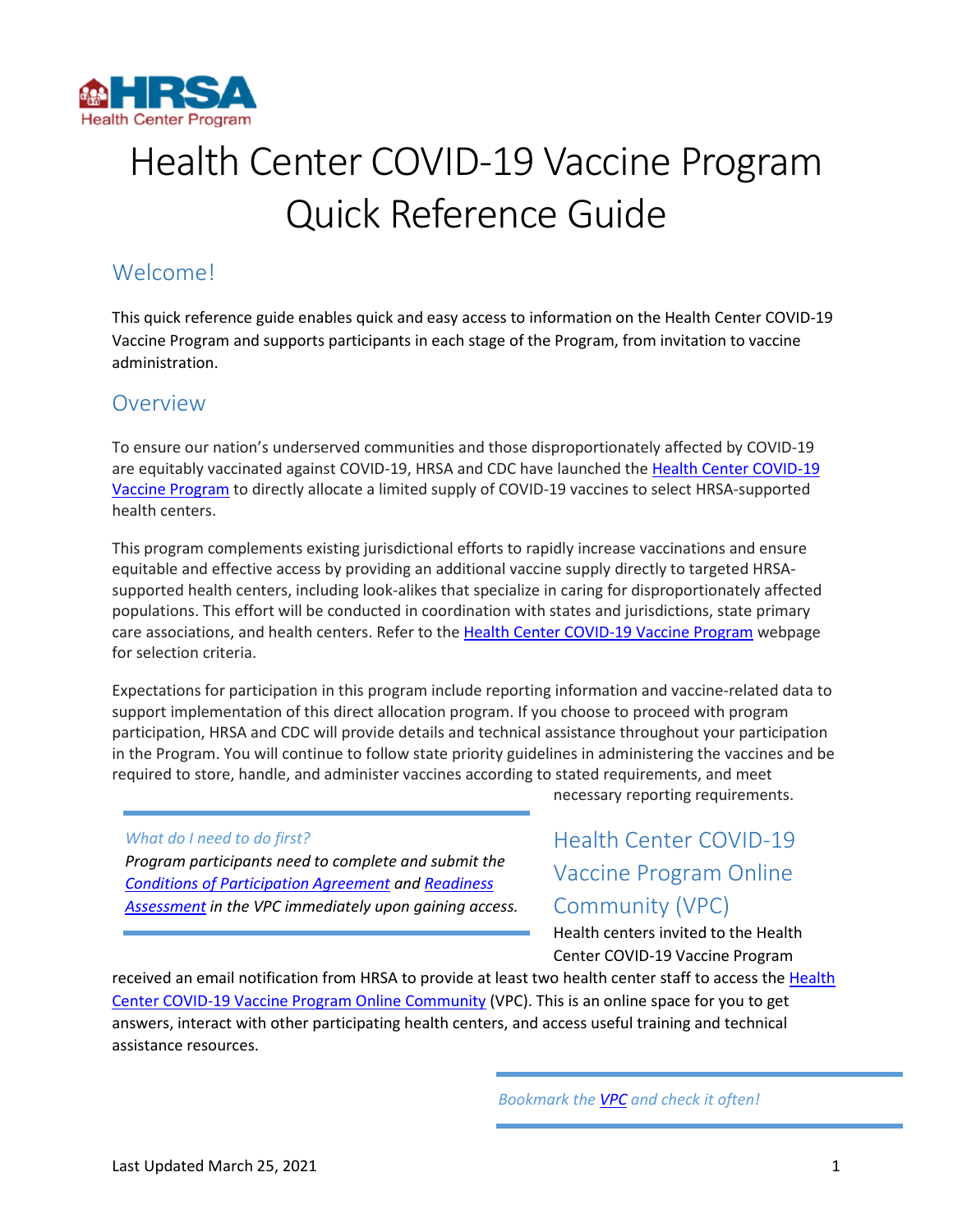# Health Center COVID-19 Vaccine Program Quick Reference Guide

## Welcome!

This quick reference guide enables quick and easy access to information on the Health Center COVID-19 Vaccine Program and supports participants in each stage of the Program, from invitation to vaccine administration.

## Overview

To ensure our nation's underserved communities and those disproportionately affected by COVID-19 are equitably vaccinated against COVID-19, HRSA and CDC have launched the Health Center COVID-19 Vaccine Program to directly allocate a limited supply of COVID-19 vaccines to select HRSA-supported health centers.

This program complements existing jurisdictional efforts to rapidly increase vaccinations and ensure equitable and effective access by providing an additional vaccine supply directly to targeted HRSA-supported health centers, including look-alikes that specialize in caring for disproportionately affected populations. This effort will be conducted in coordination with states and jurisdictions, state primary care associations, and health centers. Refer to the Health Center COVID-19 Vaccine Program webpage for selection criteria.

Expectations for participation in this program include reporting information and vaccine-related data to support implementation of this direct allocation program. If you choose to proceed with program participation, HRSA and CDC will provide details and technical assistance throughout your participation in the Program. You will continue to follow state priority guidelines in administering the vaccines and be required to store, handle, and administer vaccines according to stated requirements, and meet necessary reporting requirements.

> *What do I need to do first?*
> *Program participants need to complete and submit the Conditions of Participation Agreement and Readiness Assessment in the VPC immediately upon gaining access.*

## Health Center COVID-19 Vaccine Program Online Community (VPC)

Health centers invited to the Health Center COVID-19 Vaccine Program received an email notification from HRSA to provide at least two health center staff to access the Health Center COVID-19 Vaccine Program Online Community (VPC). This is an online space for you to get answers, interact with other participating health centers, and access useful training and technical assistance resources.

> *Bookmark the VPC and check it often!*

Last Updated March 25, 2021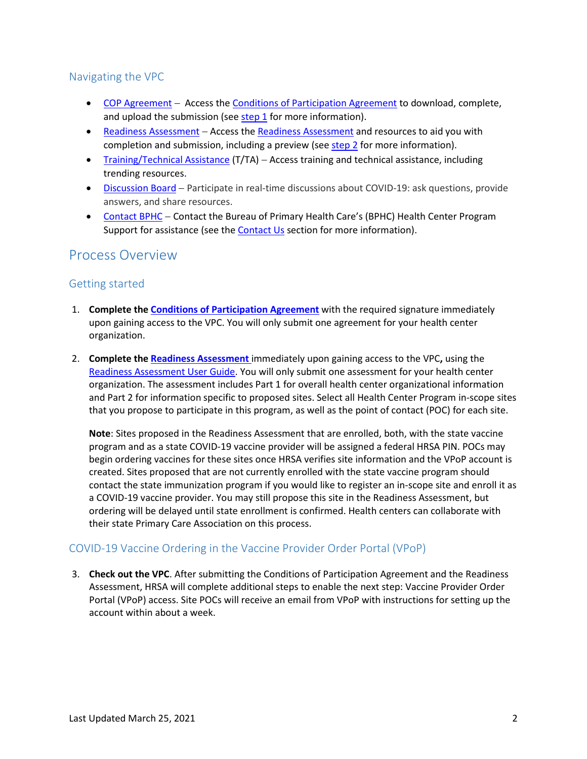### Navigating the VPC

- COP Agreement – Access the Conditions of Participation Agreement to download, complete, and upload the submission (see step 1 for more information).
- Readiness Assessment – Access the Readiness Assessment and resources to aid you with completion and submission, including a preview (see step 2 for more information).
- Training/Technical Assistance (T/TA) – Access training and technical assistance, including trending resources.
- Discussion Board – Participate in real-time discussions about COVID-19: ask questions, provide answers, and share resources.
- Contact BPHC – Contact the Bureau of Primary Health Care's (BPHC) Health Center Program Support for assistance (see the Contact Us section for more information).

## Process Overview

### Getting started

1. **Complete the Conditions of Participation Agreement** with the required signature immediately upon gaining access to the VPC. You will only submit one agreement for your health center organization.

2. **Complete the Readiness Assessment** immediately upon gaining access to the VPC**,** using the Readiness Assessment User Guide. You will only submit one assessment for your health center organization. The assessment includes Part 1 for overall health center organizational information and Part 2 for information specific to proposed sites. Select all Health Center Program in-scope sites that you propose to participate in this program, as well as the point of contact (POC) for each site.

   **Note**: Sites proposed in the Readiness Assessment that are enrolled, both, with the state vaccine program and as a state COVID-19 vaccine provider will be assigned a federal HRSA PIN. POCs may begin ordering vaccines for these sites once HRSA verifies site information and the VPoP account is created. Sites proposed that are not currently enrolled with the state vaccine program should contact the state immunization program if you would like to register an in-scope site and enroll it as a COVID-19 vaccine provider. You may still propose this site in the Readiness Assessment, but ordering will be delayed until state enrollment is confirmed. Health centers can collaborate with their state Primary Care Association on this process.

### COVID-19 Vaccine Ordering in the Vaccine Provider Order Portal (VPoP)

3. **Check out the VPC**. After submitting the Conditions of Participation Agreement and the Readiness Assessment, HRSA will complete additional steps to enable the next step: Vaccine Provider Order Portal (VPoP) access. Site POCs will receive an email from VPoP with instructions for setting up the account within about a week.

Last Updated March 25, 2021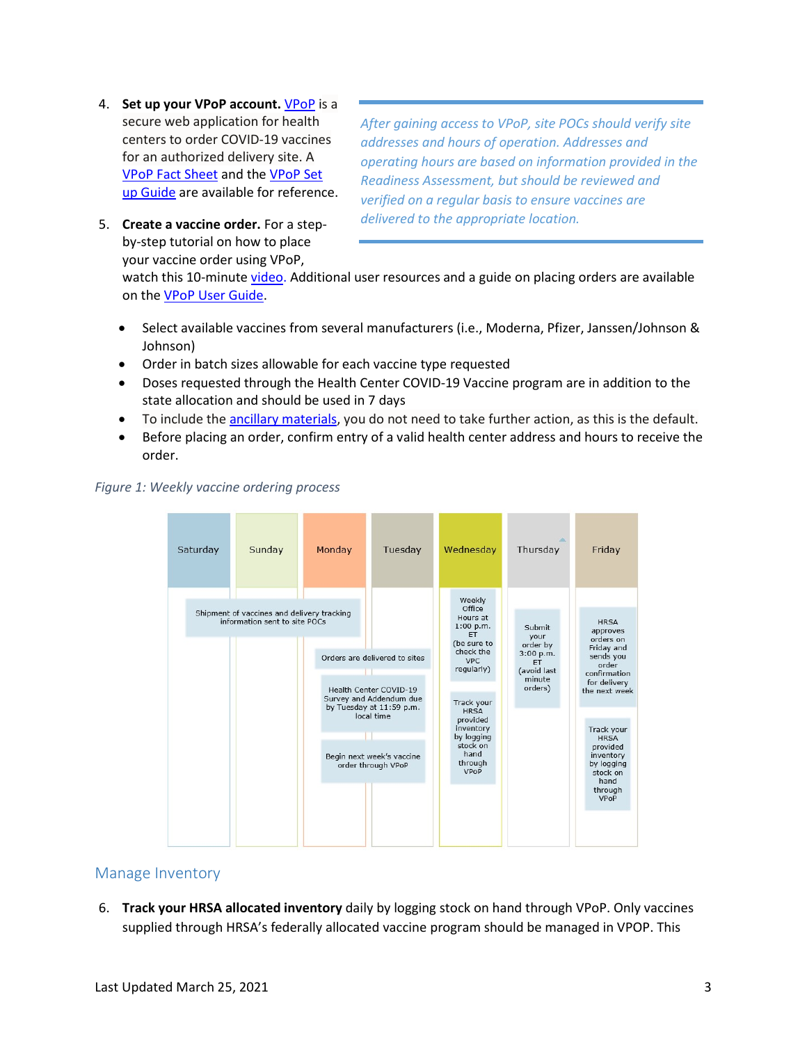4. **Set up your VPoP account.** VPoP is a secure web application for health centers to order COVID-19 vaccines for an authorized delivery site. A VPoP Fact Sheet and the VPoP Set up Guide are available for reference.

*After gaining access to VPoP, site POCs should verify site addresses and hours of operation. Addresses and operating hours are based on information provided in the Readiness Assessment, but should be reviewed and verified on a regular basis to ensure vaccines are delivered to the appropriate location.*

5. **Create a vaccine order.** For a step-by-step tutorial on how to place your vaccine order using VPoP, watch this 10-minute video. Additional user resources and a guide on placing orders are available on the VPoP User Guide.

- Select available vaccines from several manufacturers (i.e., Moderna, Pfizer, Janssen/Johnson & Johnson)
- Order in batch sizes allowable for each vaccine type requested
- Doses requested through the Health Center COVID-19 Vaccine program are in addition to the state allocation and should be used in 7 days
- To include the ancillary materials, you do not need to take further action, as this is the default.
- Before placing an order, confirm entry of a valid health center address and hours to receive the order.

*Figure 1: Weekly vaccine ordering process*

| Saturday | Sunday | Monday | Tuesday | Wednesday | Thursday | Friday |
|---|---|---|---|---|---|---|
| Shipment of vaccines and delivery tracking information sent to site POCs | | | | Weekly Office Hours at 1:00 p.m. ET (be sure to check the VPC regularly) | Submit your order by 3:00 p.m. ET (avoid last minute orders) | HRSA approves orders on Friday and sends you order confirmation for delivery the next week |
| | | Orders are delivered to sites | | Track your HRSA provided inventory by logging stock on hand through VPoP | | Track your HRSA provided inventory by logging stock on hand through VPoP |
| | | Health Center COVID-19 Survey and Addendum due by Tuesday at 11:59 p.m. local time | | | | |
| | | Begin next week's vaccine order through VPoP | | | | |

## Manage Inventory

6. **Track your HRSA allocated inventory** daily by logging stock on hand through VPoP. Only vaccines supplied through HRSA's federally allocated vaccine program should be managed in VPOP. This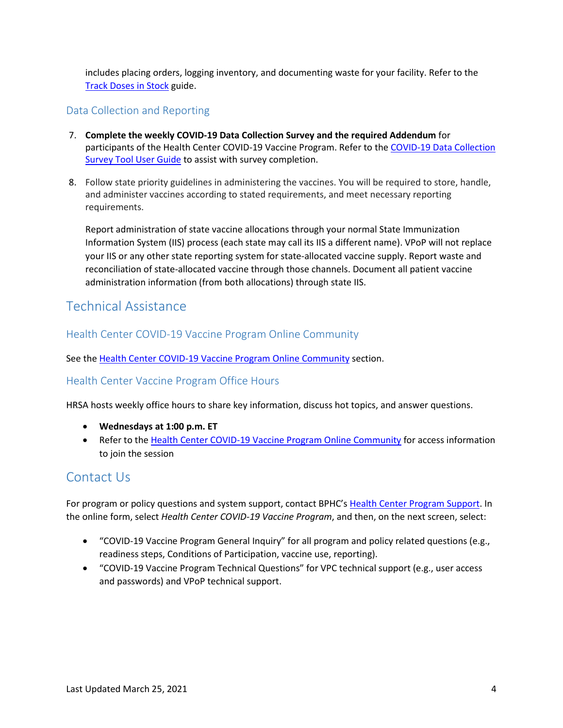includes placing orders, logging inventory, and documenting waste for your facility. Refer to the Track Doses in Stock guide.

### Data Collection and Reporting

7. **Complete the weekly COVID-19 Data Collection Survey and the required Addendum** for participants of the Health Center COVID-19 Vaccine Program. Refer to the COVID-19 Data Collection Survey Tool User Guide to assist with survey completion.

8. Follow state priority guidelines in administering the vaccines. You will be required to store, handle, and administer vaccines according to stated requirements, and meet necessary reporting requirements.

   Report administration of state vaccine allocations through your normal State Immunization Information System (IIS) process (each state may call its IIS a different name). VPoP will not replace your IIS or any other state reporting system for state-allocated vaccine supply. Report waste and reconciliation of state-allocated vaccine through those channels. Document all patient vaccine administration information (from both allocations) through state IIS.

## Technical Assistance

### Health Center COVID-19 Vaccine Program Online Community

See the Health Center COVID-19 Vaccine Program Online Community section.

### Health Center Vaccine Program Office Hours

HRSA hosts weekly office hours to share key information, discuss hot topics, and answer questions.

- **Wednesdays at 1:00 p.m. ET**
- Refer to the Health Center COVID-19 Vaccine Program Online Community for access information to join the session

## Contact Us

For program or policy questions and system support, contact BPHC's Health Center Program Support. In the online form, select *Health Center COVID-19 Vaccine Program*, and then, on the next screen, select:

- "COVID-19 Vaccine Program General Inquiry" for all program and policy related questions (e.g., readiness steps, Conditions of Participation, vaccine use, reporting).
- "COVID-19 Vaccine Program Technical Questions" for VPC technical support (e.g., user access and passwords) and VPoP technical support.

Last Updated March 25, 2021